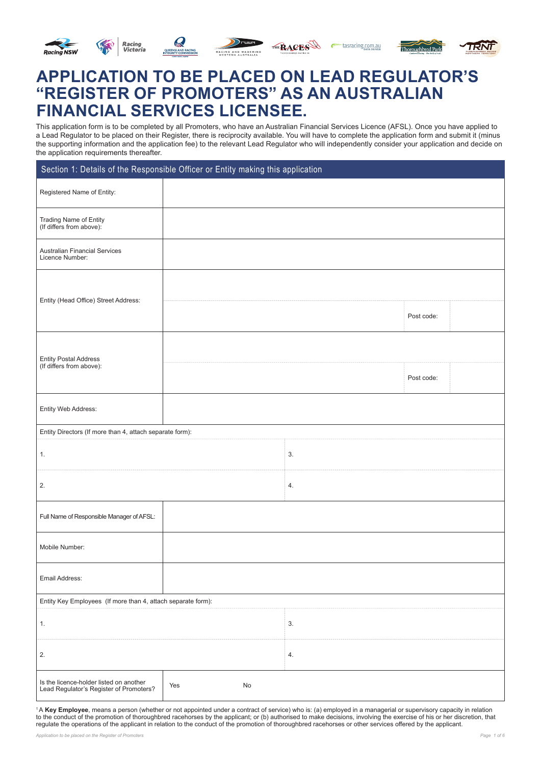# APPLICATION TO BE PLACED ON LEAD REGULATOR'S "REGISTER OF PROMOTERS" AS AN AUSTRALIAN FINANCIAL SERVICES LICENSEE.

This application form is to be completed by all Promoters, who have an Australian Financial Services Licence (AFSL). Once you have applied to a Lead Regulator to be placed on their Register, there is reciprocity available. You will have to complete the application form and submit it (minus the supporting information and the application fee) to the relevant Lead Regulator who will independently consider your application and decide on the application requirements thereafter.

## Section 1: Details of the Responsible Officer or Entity making this application

| Field | | | |
|---|---|---|---|
| Registered Name of Entity: | | | |
| Trading Name of Entity (If differs from above): | | | |
| Australian Financial Services Licence Number: | | | |
| Entity (Head Office) Street Address: | | | |
| | | Post code: | |
| Entity Postal Address (If differs from above): | | | |
| | | Post code: | |
| Entity Web Address: | | | |

**Entity Directors (If more than 4, attach separate form):**

| | |
|---|---|
| 1. | 3. |
| 2. | 4. |

| Field | |
|---|---|
| Full Name of Responsible Manager of AFSL: | |
| Mobile Number: | |
| Email Address: | |

**Entity Key Employees (If more than 4, attach separate form):**

| | |
|---|---|
| 1. | 3. |
| 2. | 4. |

| Field | | |
|---|---|---|
| Is the licence-holder listed on another Lead Regulator's Register of Promoters? | Yes | No |

[1] A **Key Employee**, means a person (whether or not appointed under a contract of service) who is: (a) employed in a managerial or supervisory capacity in relation to the conduct of the promotion of thoroughbred racehorses by the applicant; or (b) authorised to make decisions, involving the exercise of his or her discretion, that regulate the operations of the applicant in relation to the conduct of the promotion of thoroughbred racehorses or other services offered by the applicant.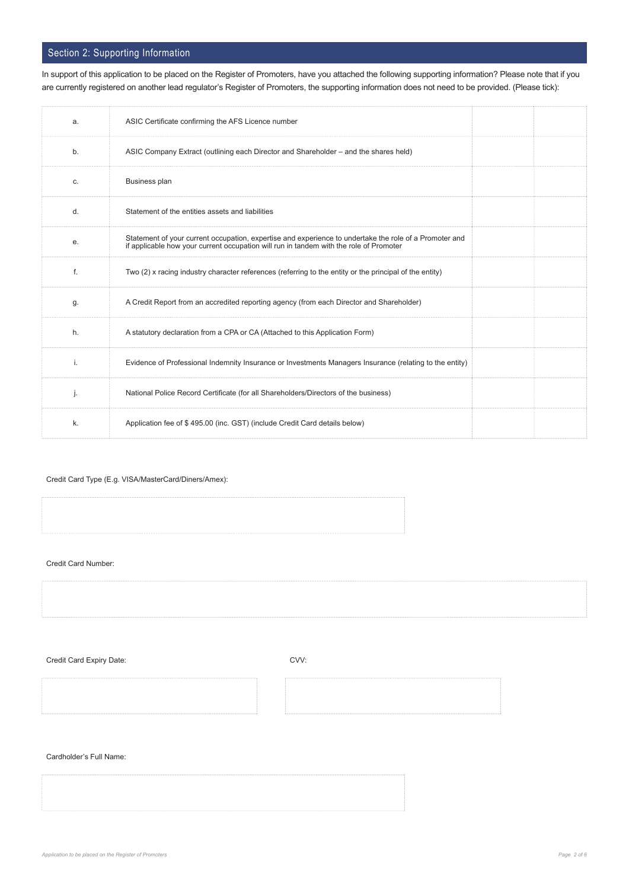## Section 2: Supporting Information

In support of this application to be placed on the Register of Promoters, have you attached the following supporting information? Please note that if you are currently registered on another lead regulator's Register of Promoters, the supporting information does not need to be provided. (Please tick):

| | | | |
|---|---|---|---|
| a. | ASIC Certificate confirming the AFS Licence number | | |
| b. | ASIC Company Extract (outlining each Director and Shareholder – and the shares held) | | |
| c. | Business plan | | |
| d. | Statement of the entities assets and liabilities | | |
| e. | Statement of your current occupation, expertise and experience to undertake the role of a Promoter and if applicable how your current occupation will run in tandem with the role of Promoter | | |
| f. | Two (2) x racing industry character references (referring to the entity or the principal of the entity) | | |
| g. | A Credit Report from an accredited reporting agency (from each Director and Shareholder) | | |
| h. | A statutory declaration from a CPA or CA (Attached to this Application Form) | | |
| i. | Evidence of Professional Indemnity Insurance or Investments Managers Insurance (relating to the entity) | | |
| j. | National Police Record Certificate (for all Shareholders/Directors of the business) | | |
| k. | Application fee of $ 495.00 (inc. GST) (include Credit Card details below) | | |

Credit Card Type (E.g. VISA/MasterCard/Diners/Amex):

Credit Card Number:

Credit Card Expiry Date:

CVV:

Cardholder's Full Name: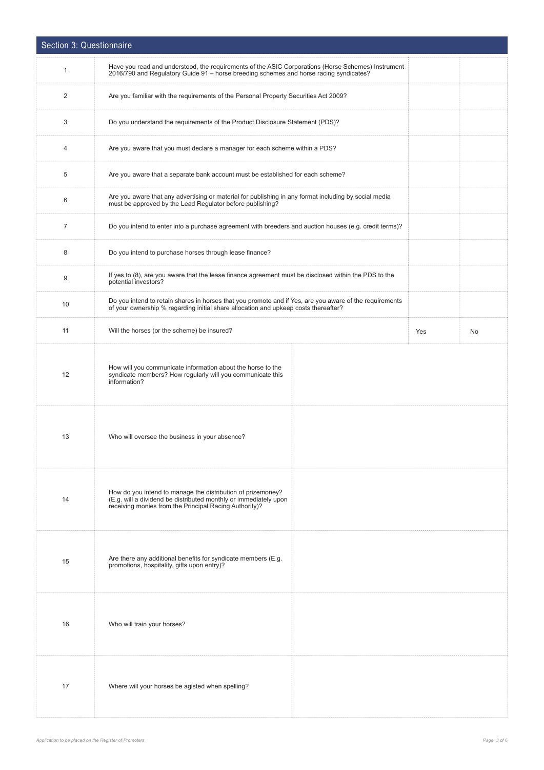## Section 3: Questionnaire

| | | | |
|---|---|---|---|
| 1 | Have you read and understood, the requirements of the ASIC Corporations (Horse Schemes) Instrument 2016/790 and Regulatory Guide 91 – horse breeding schemes and horse racing syndicates? | | |
| 2 | Are you familiar with the requirements of the Personal Property Securities Act 2009? | | |
| 3 | Do you understand the requirements of the Product Disclosure Statement (PDS)? | | |
| 4 | Are you aware that you must declare a manager for each scheme within a PDS? | | |
| 5 | Are you aware that a separate bank account must be established for each scheme? | | |
| 6 | Are you aware that any advertising or material for publishing in any format including by social media must be approved by the Lead Regulator before publishing? | | |
| 7 | Do you intend to enter into a purchase agreement with breeders and auction houses (e.g. credit terms)? | | |
| 8 | Do you intend to purchase horses through lease finance? | | |
| 9 | If yes to (8), are you aware that the lease finance agreement must be disclosed within the PDS to the potential investors? | | |
| 10 | Do you intend to retain shares in horses that you promote and if Yes, are you aware of the requirements of your ownership % regarding initial share allocation and upkeep costs thereafter? | | |
| 11 | Will the horses (or the scheme) be insured? | Yes | No |

| | | |
|---|---|---|
| 12 | How will you communicate information about the horse to the syndicate members? How regularly will you communicate this information? | |
| 13 | Who will oversee the business in your absence? | |
| 14 | How do you intend to manage the distribution of prizemoney? (E.g. will a dividend be distributed monthly or immediately upon receiving monies from the Principal Racing Authority)? | |
| 15 | Are there any additional benefits for syndicate members (E.g. promotions, hospitality, gifts upon entry)? | |
| 16 | Who will train your horses? | |
| 17 | Where will your horses be agisted when spelling? | |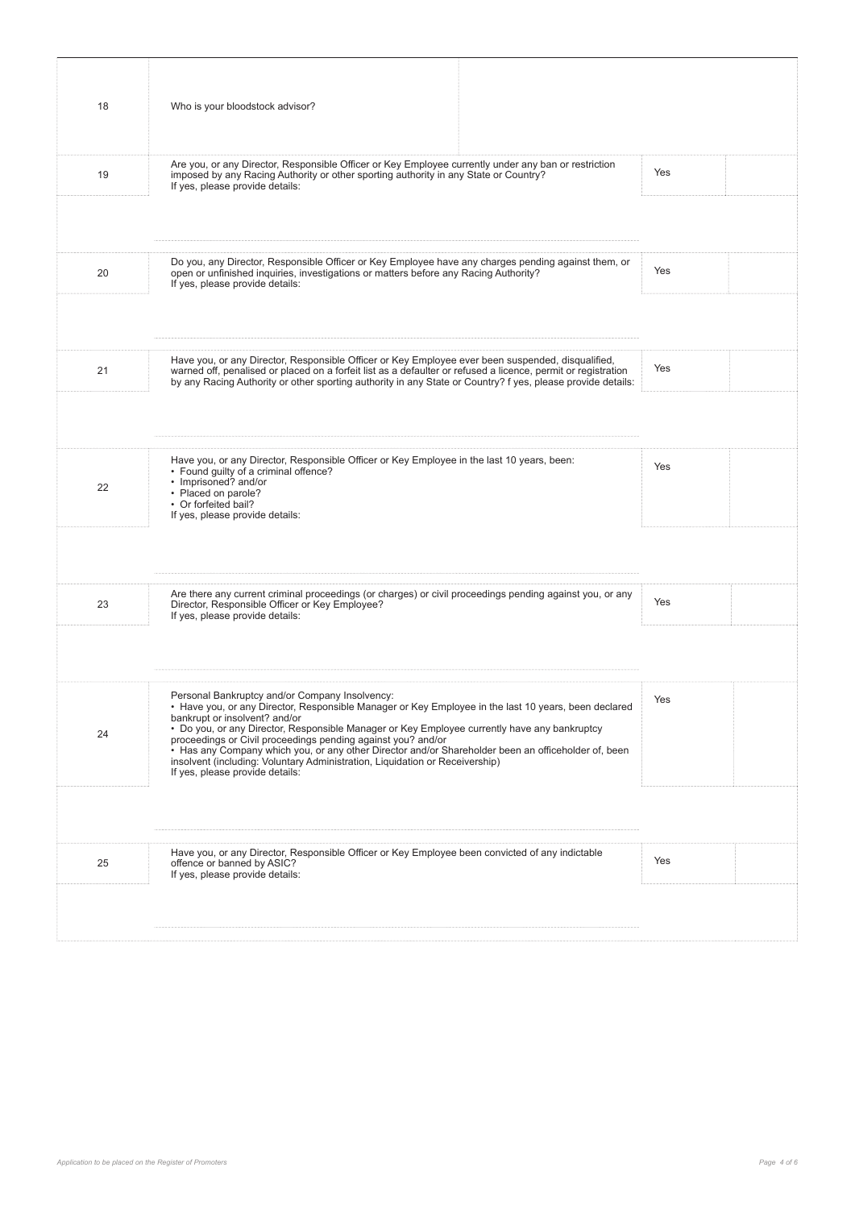| | | |
|---|---|---|
| 18 | Who is your bloodstock advisor? | |
| 19 | Are you, or any Director, Responsible Officer or Key Employee currently under any ban or restriction imposed by any Racing Authority or other sporting authority in any State or Country?<br>If yes, please provide details: | Yes |
| | | |
| 20 | Do you, any Director, Responsible Officer or Key Employee have any charges pending against them, or open or unfinished inquiries, investigations or matters before any Racing Authority?<br>If yes, please provide details: | Yes |
| | | |
| 21 | Have you, or any Director, Responsible Officer or Key Employee ever been suspended, disqualified, warned off, penalised or placed on a forfeit list as a defaulter or refused a licence, permit or registration by any Racing Authority or other sporting authority in any State or Country? f yes, please provide details: | Yes |
| | | |
| 22 | Have you, or any Director, Responsible Officer or Key Employee in the last 10 years, been:<br>• Found guilty of a criminal offence?<br>• Imprisoned? and/or<br>• Placed on parole?<br>• Or forfeited bail?<br>If yes, please provide details: | Yes |
| | | |
| 23 | Are there any current criminal proceedings (or charges) or civil proceedings pending against you, or any Director, Responsible Officer or Key Employee?<br>If yes, please provide details: | Yes |
| | | |
| 24 | Personal Bankruptcy and/or Company Insolvency:<br>• Have you, or any Director, Responsible Manager or Key Employee in the last 10 years, been declared bankrupt or insolvent? and/or<br>• Do you, or any Director, Responsible Manager or Key Employee currently have any bankruptcy proceedings or Civil proceedings pending against you? and/or<br>• Has any Company which you, or any other Director and/or Shareholder been an officeholder of, been insolvent (including: Voluntary Administration, Liquidation or Receivership)<br>If yes, please provide details: | Yes |
| | | |
| 25 | Have you, or any Director, Responsible Officer or Key Employee been convicted of any indictable offence or banned by ASIC?<br>If yes, please provide details: | Yes |
| | | |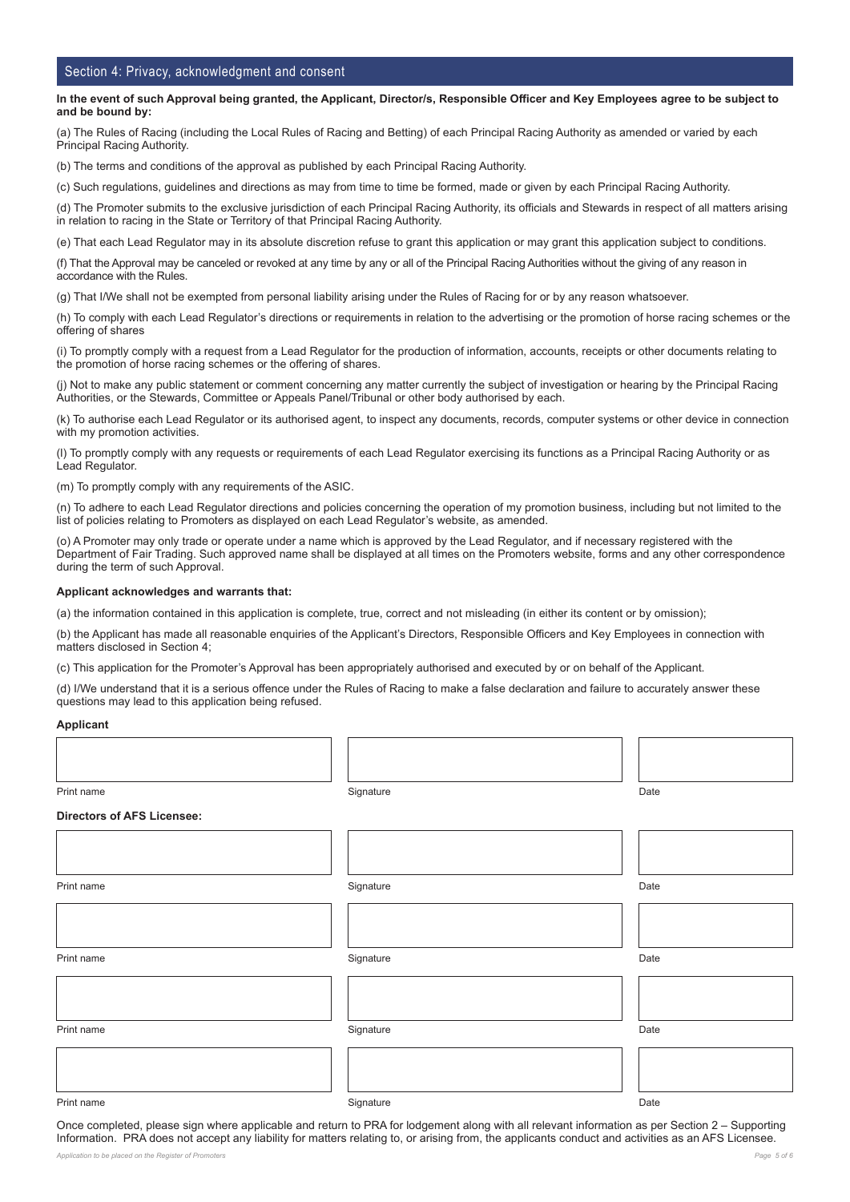## Section 4: Privacy, acknowledgment and consent

**In the event of such Approval being granted, the Applicant, Director/s, Responsible Officer and Key Employees agree to be subject to and be bound by:**

(a) The Rules of Racing (including the Local Rules of Racing and Betting) of each Principal Racing Authority as amended or varied by each Principal Racing Authority.

(b) The terms and conditions of the approval as published by each Principal Racing Authority.

(c) Such regulations, guidelines and directions as may from time to time be formed, made or given by each Principal Racing Authority.

(d) The Promoter submits to the exclusive jurisdiction of each Principal Racing Authority, its officials and Stewards in respect of all matters arising in relation to racing in the State or Territory of that Principal Racing Authority.

(e) That each Lead Regulator may in its absolute discretion refuse to grant this application or may grant this application subject to conditions.

(f) That the Approval may be canceled or revoked at any time by any or all of the Principal Racing Authorities without the giving of any reason in accordance with the Rules.

(g) That I/We shall not be exempted from personal liability arising under the Rules of Racing for or by any reason whatsoever.

(h) To comply with each Lead Regulator's directions or requirements in relation to the advertising or the promotion of horse racing schemes or the offering of shares

(i) To promptly comply with a request from a Lead Regulator for the production of information, accounts, receipts or other documents relating to the promotion of horse racing schemes or the offering of shares.

(j) Not to make any public statement or comment concerning any matter currently the subject of investigation or hearing by the Principal Racing Authorities, or the Stewards, Committee or Appeals Panel/Tribunal or other body authorised by each.

(k) To authorise each Lead Regulator or its authorised agent, to inspect any documents, records, computer systems or other device in connection with my promotion activities.

(l) To promptly comply with any requests or requirements of each Lead Regulator exercising its functions as a Principal Racing Authority or as Lead Regulator.

(m) To promptly comply with any requirements of the ASIC.

(n) To adhere to each Lead Regulator directions and policies concerning the operation of my promotion business, including but not limited to the list of policies relating to Promoters as displayed on each Lead Regulator's website, as amended.

(o) A Promoter may only trade or operate under a name which is approved by the Lead Regulator, and if necessary registered with the Department of Fair Trading. Such approved name shall be displayed at all times on the Promoters website, forms and any other correspondence during the term of such Approval.

**Applicant acknowledges and warrants that:**

(a) the information contained in this application is complete, true, correct and not misleading (in either its content or by omission);

(b) the Applicant has made all reasonable enquiries of the Applicant's Directors, Responsible Officers and Key Employees in connection with matters disclosed in Section 4;

(c) This application for the Promoter's Approval has been appropriately authorised and executed by or on behalf of the Applicant.

(d) I/We understand that it is a serious offence under the Rules of Racing to make a false declaration and failure to accurately answer these questions may lead to this application being refused.

**Applicant**

| Print name | Signature | Date |
|---|---|---|
| | | |

**Directors of AFS Licensee:**

| Print name | Signature | Date |
|---|---|---|
| | | |
| | | |
| | | |
| | | |

Once completed, please sign where applicable and return to PRA for lodgement along with all relevant information as per Section 2 – Supporting Information. PRA does not accept any liability for matters relating to, or arising from, the applicants conduct and activities as an AFS Licensee.

*Application to be placed on the Register of Promoters*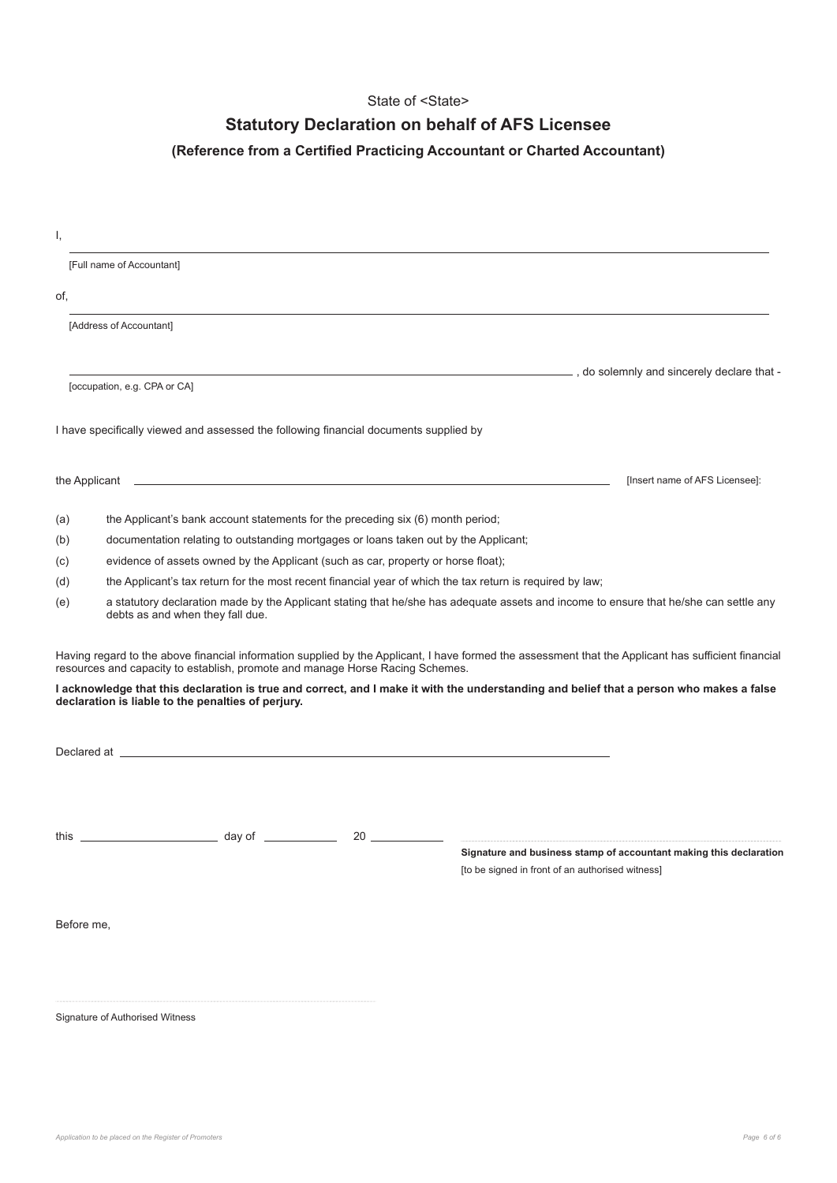State of <State>

## Statutory Declaration on behalf of AFS Licensee

### (Reference from a Certified Practicing Accountant or Charted Accountant)

I, ______________________________________________

[Full name of Accountant]

of, ______________________________________________

[Address of Accountant]

______________________________________________, do solemnly and sincerely declare that -

[occupation, e.g. CPA or CA]

I have specifically viewed and assessed the following financial documents supplied by

the Applicant ______________________________________________ [Insert name of AFS Licensee]:

(a) the Applicant's bank account statements for the preceding six (6) month period;

(b) documentation relating to outstanding mortgages or loans taken out by the Applicant;

(c) evidence of assets owned by the Applicant (such as car, property or horse float);

(d) the Applicant's tax return for the most recent financial year of which the tax return is required by law;

(e) a statutory declaration made by the Applicant stating that he/she has adequate assets and income to ensure that he/she can settle any debts as and when they fall due.

Having regard to the above financial information supplied by the Applicant, I have formed the assessment that the Applicant has sufficient financial resources and capacity to establish, promote and manage Horse Racing Schemes.

**I acknowledge that this declaration is true and correct, and I make it with the understanding and belief that a person who makes a false declaration is liable to the penalties of perjury.**

Declared at ______________________________________________

this ____________________ day of ____________ 20 ____________

______________________________________________

**Signature and business stamp of accountant making this declaration**

[to be signed in front of an authorised witness]

Before me,

______________________________________________

Signature of Authorised Witness